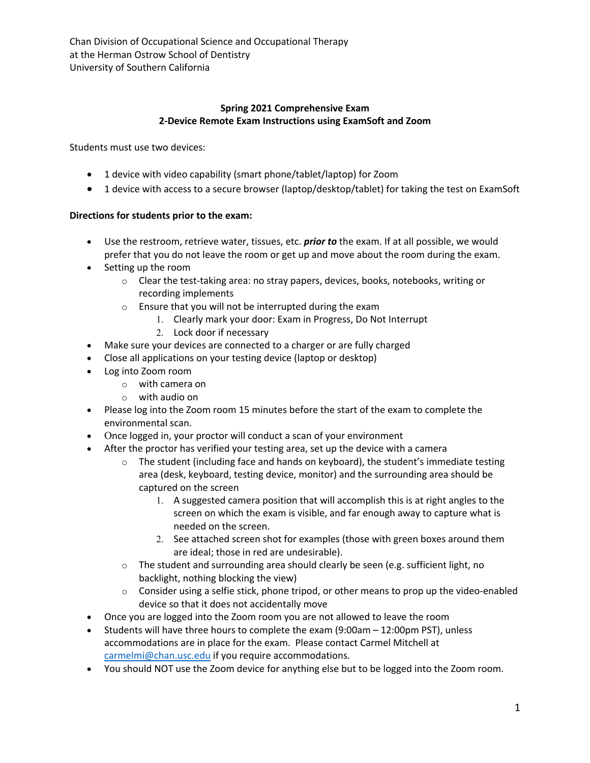Chan Division of Occupational Science and Occupational Therapy
at the Herman Ostrow School of Dentistry
University of Southern California

**Spring 2021 Comprehensive Exam**
**2-Device Remote Exam Instructions using ExamSoft and Zoom**

Students must use two devices:

- 1 device with video capability (smart phone/tablet/laptop) for Zoom
- 1 device with access to a secure browser (laptop/desktop/tablet) for taking the test on ExamSoft

**Directions for students prior to the exam:**

- Use the restroom, retrieve water, tissues, etc. ***prior to*** the exam. If at all possible, we would prefer that you do not leave the room or get up and move about the room during the exam.
- Setting up the room
  - Clear the test-taking area: no stray papers, devices, books, notebooks, writing or recording implements
  - Ensure that you will not be interrupted during the exam
    1. Clearly mark your door: Exam in Progress, Do Not Interrupt
    2. Lock door if necessary
- Make sure your devices are connected to a charger or are fully charged
- Close all applications on your testing device (laptop or desktop)
- Log into Zoom room
  - with camera on
  - with audio on
- Please log into the Zoom room 15 minutes before the start of the exam to complete the environmental scan.
- Once logged in, your proctor will conduct a scan of your environment
- After the proctor has verified your testing area, set up the device with a camera
  - The student (including face and hands on keyboard), the student's immediate testing area (desk, keyboard, testing device, monitor) and the surrounding area should be captured on the screen
    1. A suggested camera position that will accomplish this is at right angles to the screen on which the exam is visible, and far enough away to capture what is needed on the screen.
    2. See attached screen shot for examples (those with green boxes around them are ideal; those in red are undesirable).
  - The student and surrounding area should clearly be seen (e.g. sufficient light, no backlight, nothing blocking the view)
  - Consider using a selfie stick, phone tripod, or other means to prop up the video-enabled device so that it does not accidentally move
- Once you are logged into the Zoom room you are not allowed to leave the room
- Students will have three hours to complete the exam (9:00am – 12:00pm PST), unless accommodations are in place for the exam. Please contact Carmel Mitchell at carmelmi@chan.usc.edu if you require accommodations.
- You should NOT use the Zoom device for anything else but to be logged into the Zoom room.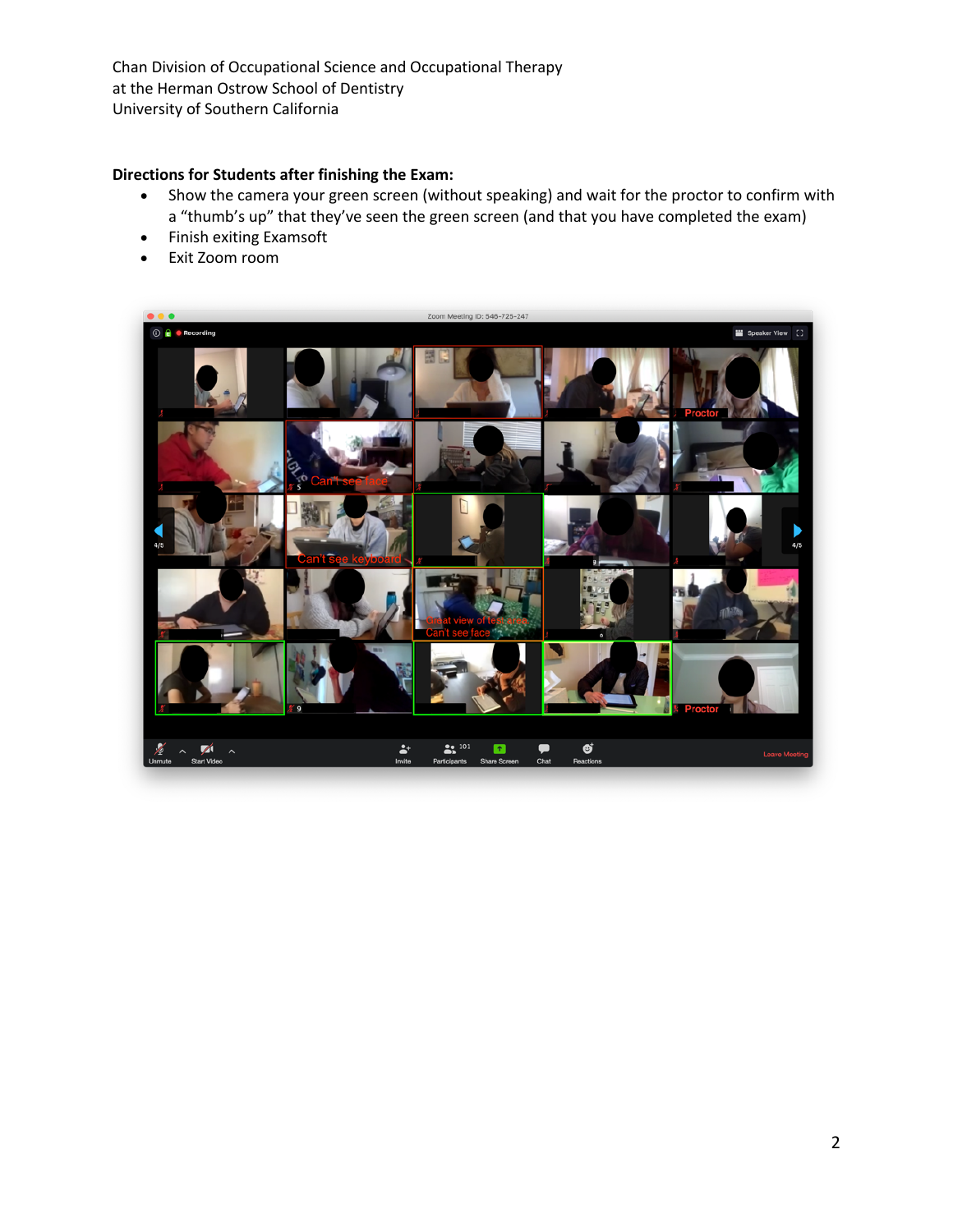Chan Division of Occupational Science and Occupational Therapy
at the Herman Ostrow School of Dentistry
University of Southern California

**Directions for Students after finishing the Exam:**

- Show the camera your green screen (without speaking) and wait for the proctor to confirm with a "thumb's up" that they've seen the green screen (and that you have completed the exam)
- Finish exiting Examsoft
- Exit Zoom room